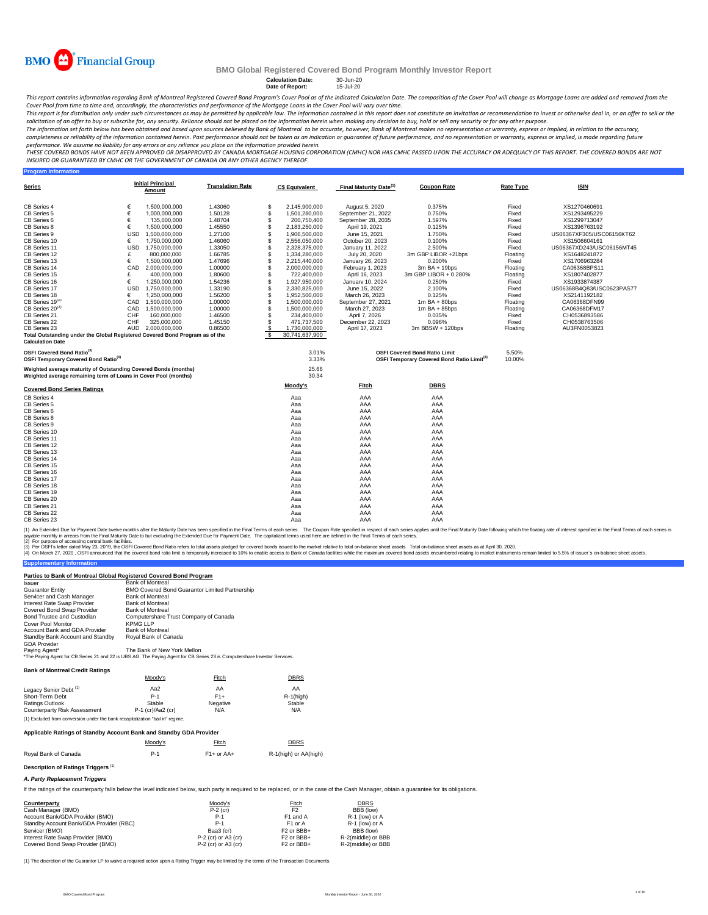BMO Financial Group

# BMO Global Registered Covered Bond Program Monthly Investor Report

**Calculation Date:** 30-Jun-20
**Date of Report:** 15-Jul-20

*This report contains information regarding Bank of Montreal Registered Covered Bond Program's Cover Pool as of the indicated Calculation Date. The composition of the Cover Pool will change as Mortgage Loans are added and removed from the Cover Pool from time to time and, accordingly, the characteristics and performance of the Mortgage Loans in the Cover Pool will vary over time.*

*This report is for distribution only under such circumstances as may be permitted by applicable law. The information contained in this report does not constitute an invitation or recommendation to invest or otherwise deal in, or an offer to sell or the solicitation of an offer to buy or subscribe for, any security. Reliance should not be placed on the information herein when making any decision to buy, hold or sell any security or for any other purpose.*

*The information set forth below has been obtained and based upon sources believed by Bank of Montreal to be accurate, however, Bank of Montreal makes no representation or warranty, express or implied, in relation to the accuracy, completeness or reliability of the information contained herein. Past performance should not be taken as an indication or guarantee of future performance, and no representation or warranty, express or implied, is made regarding future performance. We assume no liability for any errors or any reliance you place on the information provided herein.*

*THESE COVERED BONDS HAVE NOT BEEN APPROVED OR DISAPPROVED BY CANADA MORTGAGE HOUSING CORPORATION (CMHC) NOR HAS CMHC PASSED UPON THE ACCURACY OR ADEQUACY OF THIS REPORT. THE COVERED BONDS ARE NOT INSURED OR GUARANTEED BY CMHC OR THE GOVERNMENT OF CANADA OR ANY OTHER AGENCY THEREOF.*

## Program Information

| Series | Initial Principal Amount | | Translation Rate | C$ Equivalent | Final Maturity Date[1] | Coupon Rate | Rate Type | ISIN |
|---|---|---|---|---|---|---|---|---|
| CB Series 4 | € | 1,500,000,000 | 1.43060 | $ 2,145,900,000 | August 5, 2020 | 0.375% | Fixed | XS1270460691 |
| CB Series 5 | € | 1,000,000,000 | 1.50128 | $ 1,501,280,000 | September 21, 2022 | 0.750% | Fixed | XS1293495229 |
| CB Series 6 | € | 135,000,000 | 1.48704 | $ 200,750,400 | September 28, 2035 | 1.597% | Fixed | XS1299713047 |
| CB Series 8 | € | 1,500,000,000 | 1.45550 | $ 2,183,250,000 | April 19, 2021 | 0.125% | Fixed | XS1396763192 |
| CB Series 9 | USD | 1,500,000,000 | 1.27100 | $ 1,906,500,000 | June 15, 2021 | 1.750% | Fixed | US06367XF305/USC06156KT62 |
| CB Series 10 | € | 1,750,000,000 | 1.46060 | $ 2,556,050,000 | October 20, 2023 | 0.100% | Fixed | XS1506604161 |
| CB Series 11 | USD | 1,750,000,000 | 1.33050 | $ 2,328,375,000 | January 11, 2022 | 2.500% | Fixed | US06367XD243/USC06156MT45 |
| CB Series 12 | £ | 800,000,000 | 1.66785 | $ 1,334,280,000 | July 20, 2020 | 3m GBP LIBOR +21bps | Floating | XS1648241872 |
| CB Series 13 | € | 1,500,000,000 | 1.47696 | $ 2,215,440,000 | January 26, 2023 | 0.200% | Fixed | XS1706963284 |
| CB Series 14 | CAD | 2,000,000,000 | 1.00000 | $ 2,000,000,000 | February 1, 2023 | 3m BA + 19bps | Floating | CA06368BPS11 |
| CB Series 15 | £ | 400,000,000 | 1.80600 | $ 722,400,000 | April 16, 2023 | 3m GBP LIBOR + 0.280% | Floating | XS1807402877 |
| CB Series 16 | € | 1,250,000,000 | 1.54236 | $ 1,927,950,000 | January 10, 2024 | 0.250% | Fixed | XS1933874387 |
| CB Series 17 | USD | 1,750,000,000 | 1.33190 | $ 2,330,825,000 | June 15, 2022 | 2.100% | Fixed | US06368B4Q83/USC0623PAS77 |
| CB Series 18 | € | 1,250,000,000 | 1.56200 | $ 1,952,500,000 | March 26, 2023 | 0.125% | Fixed | XS2141192182 |
| CB Series 19[2] | CAD | 1,500,000,000 | 1.00000 | $ 1,500,000,000 | September 27, 2021 | 1m BA + 80bps | Floating | CA06368DFN99 |
| CB Series 20[2] | CAD | 1,500,000,000 | 1.00000 | $ 1,500,000,000 | March 27, 2023 | 1m BA + 85bps | Floating | CA06368DFM17 |
| CB Series 21 | CHF | 160,000,000 | 1.46500 | $ 234,400,000 | April 7, 2026 | 0.035% | Fixed | CH0536893586 |
| CB Series 22 | CHF | 325,000,000 | 1.45150 | $ 471,737,500 | December 22, 2023 | 0.096% | Fixed | CH0538763506 |
| CB Series 23 | AUD | 2,000,000,000 | 0.86500 | $ 1,730,000,000 | April 17, 2023 | 3m BBSW + 120bps | Floating | AU3FN0053823 |
| **Total Outstanding under the Global Registered Covered Bond Program as of the Calculation Date** | | | | $ 30,741,637,900 | | | | |

| | | | |
|---|---|---|---|
| **OSFI Covered Bond Ratio[3]** | 3.01% | **OSFI Covered Bond Ratio Limit** | 5.50% |
| **OSFI Temporary Covered Bond Ratio[4]** | 3.33% | **OSFI Temporary Covered Bond Ratio Limit[4]** | 10.00% |
| **Weighted average maturity of Outstanding Covered Bonds (months)** | 25.66 | | |
| **Weighted average remaining term of Loans in Cover Pool (months)** | 30.34 | | |

| Covered Bond Series Ratings | Moody's | Fitch | DBRS |
|---|---|---|---|
| CB Series 4 | Aaa | AAA | AAA |
| CB Series 5 | Aaa | AAA | AAA |
| CB Series 6 | Aaa | AAA | AAA |
| CB Series 8 | Aaa | AAA | AAA |
| CB Series 9 | Aaa | AAA | AAA |
| CB Series 10 | Aaa | AAA | AAA |
| CB Series 11 | Aaa | AAA | AAA |
| CB Series 12 | Aaa | AAA | AAA |
| CB Series 13 | Aaa | AAA | AAA |
| CB Series 14 | Aaa | AAA | AAA |
| CB Series 15 | Aaa | AAA | AAA |
| CB Series 16 | Aaa | AAA | AAA |
| CB Series 17 | Aaa | AAA | AAA |
| CB Series 18 | Aaa | AAA | AAA |
| CB Series 19 | Aaa | AAA | AAA |
| CB Series 20 | Aaa | AAA | AAA |
| CB Series 21 | Aaa | AAA | AAA |
| CB Series 22 | Aaa | AAA | AAA |
| CB Series 23 | Aaa | AAA | AAA |

(1) An Extended Due for Payment Date twelve months after the Maturity Date has been specified in the Final Terms of each series. The Coupon Rate specified in respect of each series applies until the Final Maturity Date following which the floating rate of interest specified in the Final Terms of each series is payable monthly in arrears from the Final Maturity Date to but excluding the Extended Due for Payment Date. The capitalized terms used here are defined in the Final Terms of each series.
(2) For purpose of accessing central bank facilities.
(3) Per OSFI's letter dated May 23, 2019, the OSFI Covered Bond Ratio refers to total assets pledged for covered bonds issued to the market relative to total on-balance sheet assets. Total on-balance sheet assets as at April 30, 2020.
(4) On March 27, 2020 , OSFI announced that the covered bond ratio limit is temporarily increased to 10% to enable access to Bank of Canada facilities while the maximum covered bond assets encumbered relating to market instruments remain limited to 5.5% of issuer`s on-balance sheet assets.

## Supplementary Information

### Parties to Bank of Montreal Global Registered Covered Bond Program

| | |
|---|---|
| Issuer | Bank of Montreal |
| Guarantor Entity | BMO Covered Bond Guarantor Limited Partnership |
| Servicer and Cash Manager | Bank of Montreal |
| Interest Rate Swap Provider | Bank of Montreal |
| Covered Bond Swap Provider | Bank of Montreal |
| Bond Trustee and Custodian | Computershare Trust Company of Canada |
| Cover Pool Monitor | KPMG LLP |
| Account Bank and GDA Provider | Bank of Montreal |
| Standby Bank Account and Standby GDA Provider | Royal Bank of Canada |
| Paying Agent* | The Bank of New York Mellon |

*The Paying Agent for CB Series 21 and 22 is UBS AG. The Paying Agent for CB Series 23 is Computershare Investor Services.

### Bank of Montreal Credit Ratings

| | Moody's | Fitch | DBRS |
|---|---|---|---|
| Legacy Senior Debt[1] | Aa2 | AA | AA |
| Short-Term Debt | P-1 | F1+ | R-1(high) |
| Ratings Outlook | Stable | Negative | Stable |
| Counterparty Risk Assessment | P-1 (cr)/Aa2 (cr) | N/A | N/A |

(1) Excluded from conversion under the bank recapitalization "bail in" regime.

### Applicable Ratings of Standby Account Bank and Standby GDA Provider

| | Moody's | Fitch | DBRS |
|---|---|---|---|
| Royal Bank of Canada | P-1 | F1+ or AA+ | R-1(high) or AA(high) |

### Description of Ratings Triggers[1]

#### *A. Party Replacement Triggers*

If the ratings of the counterparty falls below the level indicated below, such party is required to be replaced, or in the case of the Cash Manager, obtain a guarantee for its obligations.

| Counterparty | Moody's | Fitch | DBRS |
|---|---|---|---|
| Cash Manager (BMO) | P-2 (cr) | F2 | BBB (low) |
| Account Bank/GDA Provider (BMO) | P-1 | F1 and A | R-1 (low) or A |
| Standby Account Bank/GDA Provider (RBC) | P-1 | F1 or A | R-1 (low) or A |
| Servicer (BMO) | Baa3 (cr) | F2 or BBB+ | BBB (low) |
| Interest Rate Swap Provider (BMO) | P-2 (cr) or A3 (cr) | F2 or BBB+ | R-2(middle) or BBB |
| Covered Bond Swap Provider (BMO) | P-2 (cr) or A3 (cr) | F2 or BBB+ | R-2(middle) or BBB |

(1) The discretion of the Guarantor LP to waive a required action upon a Rating Trigger may be limited by the terms of the Transaction Documents.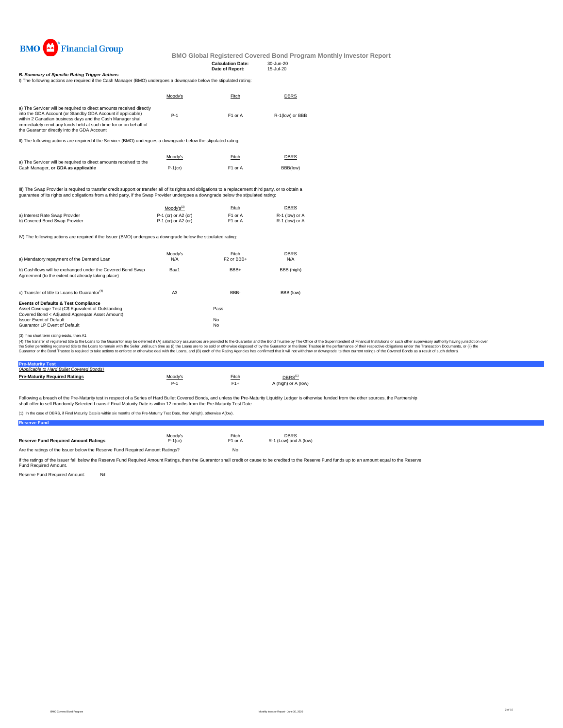BMO Financial Group

**BMO Global Registered Covered Bond Program Monthly Investor Report**

| | |
|---|---|
| **Calculation Date:** | 30-Jun-20 |
| **Date of Report:** | 15-Jul-20 |

***B. Summary of Specific Rating Trigger Actions***

I) The following actions are required if the Cash Manager (BMO) undergoes a downgrade below the stipulated rating:

| | Moody's | Fitch | DBRS |
|---|---|---|---|
| a) The Servicer will be required to direct amounts received directly into the GDA Account (or Standby GDA Account if applicable) within 2 Canadian business days and the Cash Manager shall immediately remit any funds held at such time for or on behalf of the Guarantor directly into the GDA Account | P-1 | F1 or A | R-1(low) or BBB |

II) The following actions are required if the Servicer (BMO) undergoes a downgrade below the stipulated rating:

| | Moody's | Fitch | DBRS |
|---|---|---|---|
| a) The Servicer will be required to direct amounts received to the Cash Manager, **or GDA as applicable** | P-1(cr) | F1 or A | BBB(low) |

III) The Swap Provider is required to transfer credit support or transfer all of its rights and obligations to a replacement third party, or to obtain a guarantee of its rights and obligations from a third party, if the Swap Provider undergoes a downgrade below the stipulated rating:

| | Moody's[3] | Fitch | DBRS |
|---|---|---|---|
| a) Interest Rate Swap Provider | P-1 (cr) or A2 (cr) | F1 or A | R-1 (low) or A |
| b) Covered Bond Swap Provider | P-1 (cr) or A2 (cr) | F1 or A | R-1 (low) or A |

IV) The following actions are required if the Issuer (BMO) undergoes a downgrade below the stipulated rating:

| | Moody's | Fitch | DBRS |
|---|---|---|---|
| a) Mandatory repayment of the Demand Loan | N/A | F2 or BBB+ | N/A |
| b) Cashflows will be exchanged under the Covered Bond Swap Agreement (to the extent not already taking place) | Baa1 | BBB+ | BBB (high) |
| c) Transfer of title to Loans to Guarantor[4] | A3 | BBB- | BBB (low) |

| **Events of Defaults & Test Compliance** | |
|---|---|
| Asset Coverage Test (C$ Equivalent of Outstanding Covered Bond < Adjusted Aggregate Asset Amount) | Pass |
| Issuer Event of Default | No |
| Guarantor LP Event of Default | No |

(3) If no short term rating exists, then A1

(4) The transfer of registered title to the Loans to the Guarantor may be deferred if (A) satisfactory assurances are provided to the Guarantor and the Bond Trustee by The Office of the Superintendent of Financial Institutions or such other supervisory authority having jurisdiction over the Seller permitting registered title to the Loans to remain with the Seller until such time as (i) the Loans are to be sold or otherwise disposed of by the Guarantor or the Bond Trustee in the performance of their respective obligations under the Transaction Documents, or (ii) the Guarantor or the Bond Trustee is required to take actions to enforce or otherwise deal with the Loans, and (B) each of the Rating Agencies has confirmed that it will not withdraw or downgrade its then current ratings of the Covered Bonds as a result of such deferral.

## Pre-Maturity Test

*(Applicable to Hard Bullet Covered Bonds)*

| **Pre-Maturity Required Ratings** | Moody's | Fitch | DBRS[1] |
|---|---|---|---|
| | P-1 | F1+ | A (high) or A (low) |

Following a breach of the Pre-Maturity test in respect of a Series of Hard Bullet Covered Bonds, and unless the Pre-Maturity Liquidity Ledger is otherwise funded from the other sources, the Partnership shall offer to sell Randomly Selected Loans if Final Maturity Date is within 12 months from the Pre-Maturity Test Date.

(1) In the case of DBRS, if Final Maturity Date is within six months of the Pre-Maturity Test Date, then A(high), otherwise A(low).

## Reserve Fund

| | Moody's | Fitch | DBRS |
|---|---|---|---|
| **Reserve Fund Required Amount Ratings** | P-1(cr) | F1 or A | R-1 (Low) and A (low) |
| Are the ratings of the Issuer below the Reserve Fund Required Amount Ratings? | | No | |

If the ratings of the Issuer fall below the Reserve Fund Required Amount Ratings, then the Guarantor shall credit or cause to be credited to the Reserve Fund funds up to an amount equal to the Reserve Fund Required Amount.

Reserve Fund Required Amount: Nil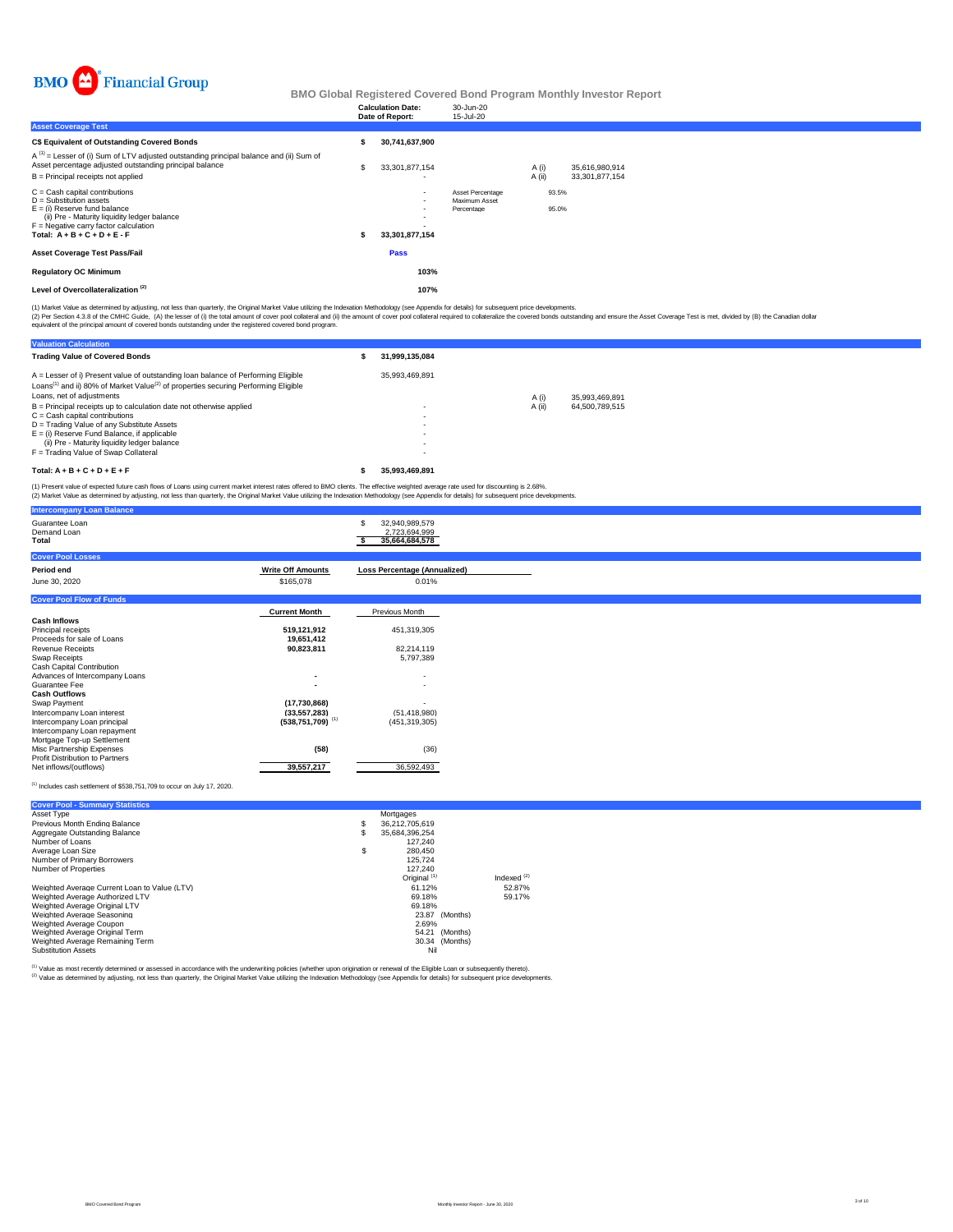# BMO Financial Group

## BMO Global Registered Covered Bond Program Monthly Investor Report

| | |
|---|---|
| **Calculation Date:** | 30-Jun-20 |
| **Date of Report:** | 15-Jul-20 |

### Asset Coverage Test

| | | | | |
|---|---|---|---|---|
| **C$ Equivalent of Outstanding Covered Bonds** | **$ 30,741,637,900** | | | |
| A [1] = Lesser of (i) Sum of LTV adjusted outstanding principal balance and (ii) Sum of Asset percentage adjusted outstanding principal balance | $ 33,301,877,154 | | A (i) | 35,616,980,914 |
| B = Principal receipts not applied | - | | A (ii) | 33,301,877,154 |
| C = Cash capital contributions | - | Asset Percentage | 93.5% | |
| D = Substitution assets | - | Maximum Asset Percentage | 95.0% | |
| E = (i) Reserve fund balance | - | | | |
| (ii) Pre - Maturity liquidity ledger balance | - | | | |
| F = Negative carry factor calculation | - | | | |
| **Total: A + B + C + D + E - F** | **$ 33,301,877,154** | | | |
| **Asset Coverage Test Pass/Fail** | **Pass** | | | |
| **Regulatory OC Minimum** | **103%** | | | |
| **Level of Overcollateralization [2]** | **107%** | | | |

(1) Market Value as determined by adjusting, not less than quarterly, the Original Market Value utilizing the Indexation Methodology (see Appendix for details) for subsequent price developments.
(2) Per Section 4.3.8 of the CMHC Guide, (A) the lesser of (i) the total amount of cover pool collateral and (ii) the amount of cover pool collateral required to collateralize the covered bonds outstanding and ensure the Asset Coverage Test is met, divided by (B) the Canadian dollar equivalent of the principal amount of covered bonds outstanding under the registered covered bond program.

### Valuation Calculation

| | | | |
|---|---|---|---|
| **Trading Value of Covered Bonds** | **$ 31,999,135,084** | | |
| A = Lesser of i) Present value of outstanding loan balance of Performing Eligible Loans[1] and ii) 80% of Market Value[2] of properties securing Performing Eligible Loans, net of adjustments | 35,993,469,891 | A (i) | 35,993,469,891 |
| B = Principal receipts up to calculation date not otherwise applied | - | A (ii) | 64,500,789,515 |
| C = Cash capital contributions | - | | |
| D = Trading Value of any Substitute Assets | - | | |
| E = (i) Reserve Fund Balance, if applicable | - | | |
| (ii) Pre - Maturity liquidity ledger balance | - | | |
| F = Trading Value of Swap Collateral | - | | |
| **Total: A + B + C + D + E + F** | **$ 35,993,469,891** | | |

(1) Present value of expected future cash flows of Loans using current market interest rates offered to BMO clients. The effective weighted average rate used for discounting is 2.68%.
(2) Market Value as determined by adjusting, not less than quarterly, the Original Market Value utilizing the Indexation Methodology (see Appendix for details) for subsequent price developments.

### Intercompany Loan Balance

| | |
|---|---|
| Guarantee Loan | $ 32,940,989,579 |
| Demand Loan | 2,723,694,999 |
| **Total** | **$ 35,664,684,578** |

### Cover Pool Losses

| Period end | Write Off Amounts | Loss Percentage (Annualized) |
|---|---|---|
| June 30, 2020 | $165,078 | 0.01% |

### Cover Pool Flow of Funds

| | Current Month | Previous Month |
|---|---|---|
| **Cash Inflows** | | |
| Principal receipts | **519,121,912** | 451,319,305 |
| Proceeds for sale of Loans | **19,651,412** | |
| Revenue Receipts | **90,823,811** | 82,214,119 |
| Swap Receipts | | 5,797,389 |
| Cash Capital Contribution | | |
| Advances of Intercompany Loans | **-** | - |
| Guarantee Fee | **-** | - |
| **Cash Outflows** | | |
| Swap Payment | **(17,730,868)** | - |
| Intercompany Loan interest | **(33,557,283)** | (51,418,980) |
| Intercompany Loan principal | **(538,751,709)** [1] | (451,319,305) |
| Intercompany Loan repayment | | |
| Mortgage Top-up Settlement | | |
| Misc Partnership Expenses | **(58)** | (36) |
| Profit Distribution to Partners | | |
| Net inflows/(outflows) | **39,557,217** | 36,592,493 |

[1] Includes cash settlement of $538,751,709 to occur on July 17, 2020.

### Cover Pool - Summary Statistics

| | | |
|---|---|---|
| Asset Type | Mortgages | |
| Previous Month Ending Balance | $ 36,212,705,619 | |
| Aggregate Outstanding Balance | $ 35,684,396,254 | |
| Number of Loans | 127,240 | |
| Average Loan Size | $ 280,450 | |
| Number of Primary Borrowers | 125,724 | |
| Number of Properties | 127,240 | |
| | Original [1] | Indexed [2] |
| Weighted Average Current Loan to Value (LTV) | 61.12% | 52.87% |
| Weighted Average Authorized LTV | 69.18% | 59.17% |
| Weighted Average Original LTV | 69.18% | |
| Weighted Average Seasoning | 23.87 (Months) | |
| Weighted Average Coupon | 2.69% | |
| Weighted Average Original Term | 54.21 (Months) | |
| Weighted Average Remaining Term | 30.34 (Months) | |
| Substitution Assets | Nil | |

[1] Value as most recently determined or assessed in accordance with the underwriting policies (whether upon origination or renewal of the Eligible Loan or subsequently thereto).
[2] Value as determined by adjusting, not less than quarterly, the Original Market Value utilizing the Indexation Methodology (see Appendix for details) for subsequent price developments.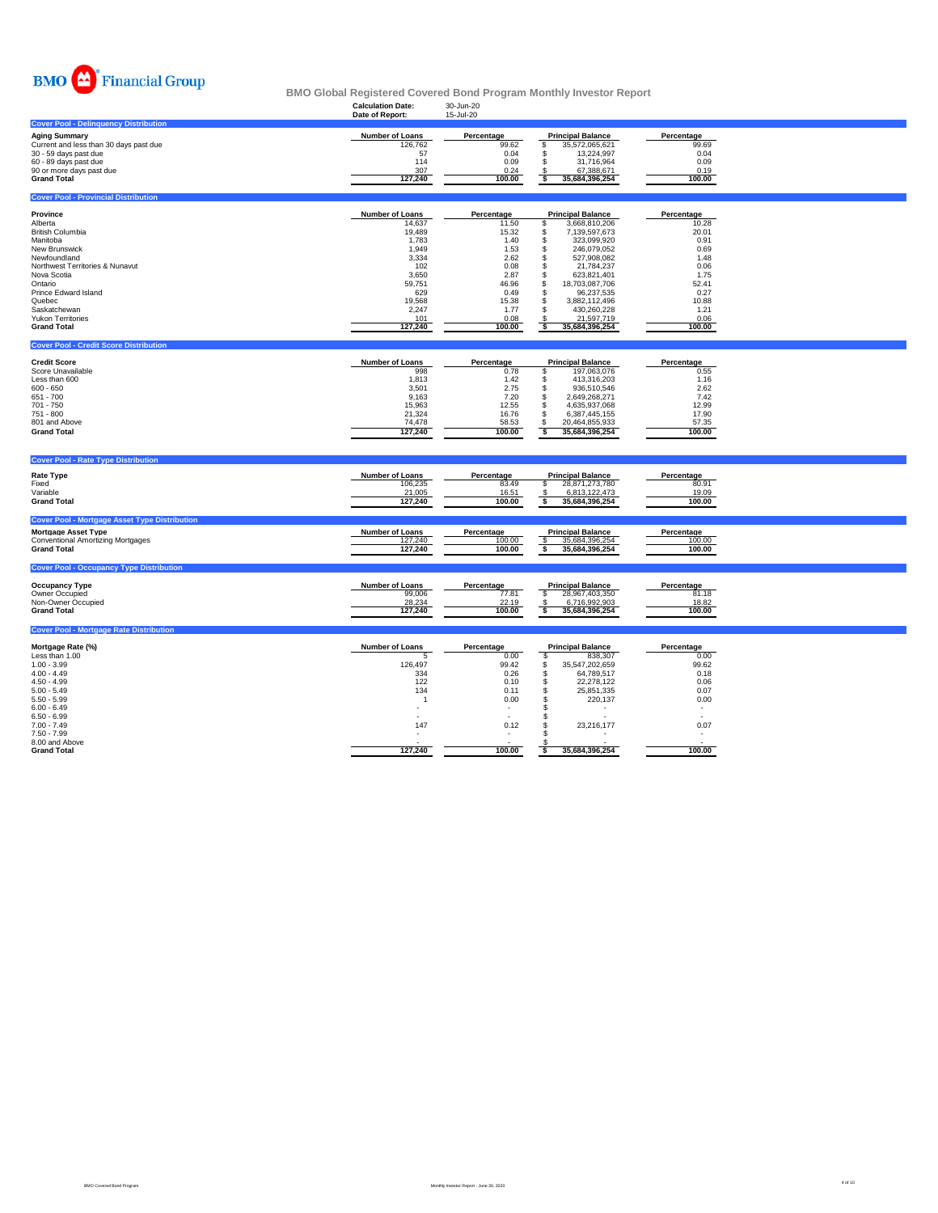BMO Financial Group

# BMO Global Registered Covered Bond Program Monthly Investor Report

**Calculation Date:** 30-Jun-20
**Date of Report:** 15-Jul-20

## Cover Pool - Delinquency Distribution

| Aging Summary | Number of Loans | Percentage | Principal Balance | Percentage |
|---|---|---|---|---|
| Current and less than 30 days past due | 126,762 | 99.62 | $ 35,572,065,621 | 99.69 |
| 30 - 59 days past due | 57 | 0.04 | $ 13,224,997 | 0.04 |
| 60 - 89 days past due | 114 | 0.09 | $ 31,716,964 | 0.09 |
| 90 or more days past due | 307 | 0.24 | $ 67,388,671 | 0.19 |
| **Grand Total** | **127,240** | **100.00** | **$ 35,684,396,254** | **100.00** |

## Cover Pool - Provincial Distribution

| Province | Number of Loans | Percentage | Principal Balance | Percentage |
|---|---|---|---|---|
| Alberta | 14,637 | 11.50 | $ 3,668,810,206 | 10.28 |
| British Columbia | 19,489 | 15.32 | $ 7,139,597,673 | 20.01 |
| Manitoba | 1,783 | 1.40 | $ 323,099,920 | 0.91 |
| New Brunswick | 1,949 | 1.53 | $ 246,079,052 | 0.69 |
| Newfoundland | 3,334 | 2.62 | $ 527,908,082 | 1.48 |
| Northwest Territories & Nunavut | 102 | 0.08 | $ 21,784,237 | 0.06 |
| Nova Scotia | 3,650 | 2.87 | $ 623,821,401 | 1.75 |
| Ontario | 59,751 | 46.96 | $ 18,703,087,706 | 52.41 |
| Prince Edward Island | 629 | 0.49 | $ 96,237,535 | 0.27 |
| Quebec | 19,568 | 15.38 | $ 3,882,112,496 | 10.88 |
| Saskatchewan | 2,247 | 1.77 | $ 430,260,228 | 1.21 |
| Yukon Territories | 101 | 0.08 | $ 21,597,719 | 0.06 |
| **Grand Total** | **127,240** | **100.00** | **$ 35,684,396,254** | **100.00** |

## Cover Pool - Credit Score Distribution

| Credit Score | Number of Loans | Percentage | Principal Balance | Percentage |
|---|---|---|---|---|
| Score Unavailable | 998 | 0.78 | $ 197,063,076 | 0.55 |
| Less than 600 | 1,813 | 1.42 | $ 413,316,203 | 1.16 |
| 600 - 650 | 3,501 | 2.75 | $ 936,510,546 | 2.62 |
| 651 - 700 | 9,163 | 7.20 | $ 2,649,268,271 | 7.42 |
| 701 - 750 | 15,963 | 12.55 | $ 4,635,937,068 | 12.99 |
| 751 - 800 | 21,324 | 16.76 | $ 6,387,445,155 | 17.90 |
| 801 and Above | 74,478 | 58.53 | $ 20,464,855,933 | 57.35 |
| **Grand Total** | **127,240** | **100.00** | **$ 35,684,396,254** | **100.00** |

## Cover Pool - Rate Type Distribution

| Rate Type | Number of Loans | Percentage | Principal Balance | Percentage |
|---|---|---|---|---|
| Fixed | 106,235 | 83.49 | $ 28,871,273,780 | 80.91 |
| Variable | 21,005 | 16.51 | $ 6,813,122,473 | 19.09 |
| **Grand Total** | **127,240** | **100.00** | **$ 35,684,396,254** | **100.00** |

## Cover Pool - Mortgage Asset Type Distribution

| Mortgage Asset Type | Number of Loans | Percentage | Principal Balance | Percentage |
|---|---|---|---|---|
| Conventional Amortizing Mortgages | 127,240 | 100.00 | $ 35,684,396,254 | 100.00 |
| **Grand Total** | **127,240** | **100.00** | **$ 35,684,396,254** | **100.00** |

## Cover Pool - Occupancy Type Distribution

| Occupancy Type | Number of Loans | Percentage | Principal Balance | Percentage |
|---|---|---|---|---|
| Owner Occupied | 99,006 | 77.81 | $ 28,967,403,350 | 81.18 |
| Non-Owner Occupied | 28,234 | 22.19 | $ 6,716,992,903 | 18.82 |
| **Grand Total** | **127,240** | **100.00** | **$ 35,684,396,254** | **100.00** |

## Cover Pool - Mortgage Rate Distribution

| Mortgage Rate (%) | Number of Loans | Percentage | Principal Balance | Percentage |
|---|---|---|---|---|
| Less than 1.00 | 5 | 0.00 | $ 838,307 | 0.00 |
| 1.00 - 3.99 | 126,497 | 99.42 | $ 35,547,202,659 | 99.62 |
| 4.00 - 4.49 | 334 | 0.26 | $ 64,789,517 | 0.18 |
| 4.50 - 4.99 | 122 | 0.10 | $ 22,278,122 | 0.06 |
| 5.00 - 5.49 | 134 | 0.11 | $ 25,851,335 | 0.07 |
| 5.50 - 5.99 | 1 | 0.00 | $ 220,137 | 0.00 |
| 6.00 - 6.49 | - | - | $ - | - |
| 6.50 - 6.99 | - | - | $ - | - |
| 7.00 - 7.49 | 147 | 0.12 | $ 23,216,177 | 0.07 |
| 7.50 - 7.99 | - | - | $ - | - |
| 8.00 and Above | - | - | $ - | - |
| **Grand Total** | **127,240** | **100.00** | **$ 35,684,396,254** | **100.00** |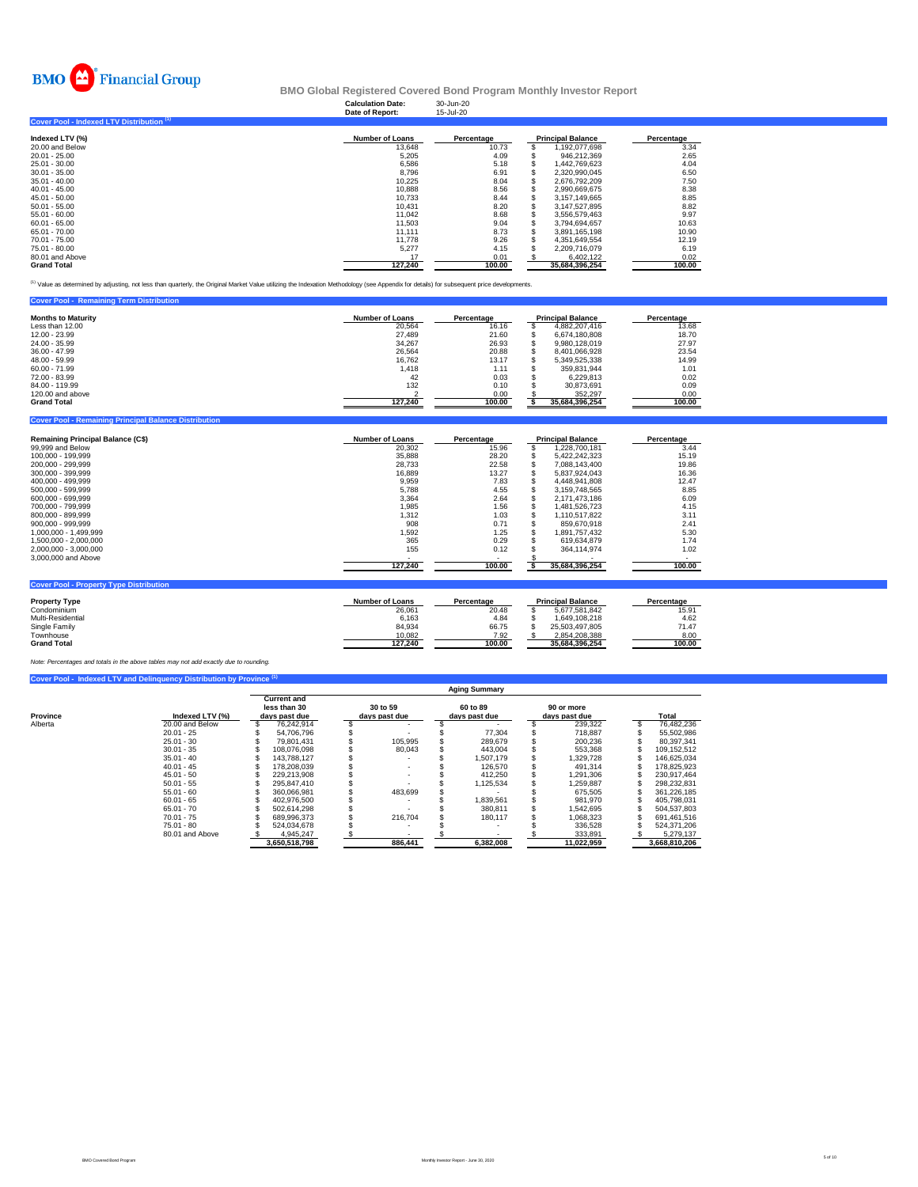BMO Financial Group

# BMO Global Registered Covered Bond Program Monthly Investor Report

**Calculation Date:** 30-Jun-20
**Date of Report:** 15-Jul-20

## Cover Pool - Indexed LTV Distribution [1]

| Indexed LTV (%) | Number of Loans | Percentage | Principal Balance | Percentage |
|---|---|---|---|---|
| 20.00 and Below | 13,648 | 10.73 | $ 1,192,077,698 | 3.34 |
| 20.01 - 25.00 | 5,205 | 4.09 | $ 946,212,369 | 2.65 |
| 25.01 - 30.00 | 6,586 | 5.18 | $ 1,442,769,623 | 4.04 |
| 30.01 - 35.00 | 8,796 | 6.91 | $ 2,320,990,045 | 6.50 |
| 35.01 - 40.00 | 10,225 | 8.04 | $ 2,676,792,209 | 7.50 |
| 40.01 - 45.00 | 10,888 | 8.56 | $ 2,990,669,675 | 8.38 |
| 45.01 - 50.00 | 10,733 | 8.44 | $ 3,157,149,665 | 8.85 |
| 50.01 - 55.00 | 10,431 | 8.20 | $ 3,147,527,895 | 8.82 |
| 55.01 - 60.00 | 11,042 | 8.68 | $ 3,556,579,463 | 9.97 |
| 60.01 - 65.00 | 11,503 | 9.04 | $ 3,794,694,657 | 10.63 |
| 65.01 - 70.00 | 11,111 | 8.73 | $ 3,891,165,198 | 10.90 |
| 70.01 - 75.00 | 11,778 | 9.26 | $ 4,351,649,554 | 12.19 |
| 75.01 - 80.00 | 5,277 | 4.15 | $ 2,209,716,079 | 6.19 |
| 80.01 and Above | 17 | 0.01 | $ 6,402,122 | 0.02 |
| **Grand Total** | **127,240** | **100.00** | **35,684,396,254** | **100.00** |

[1] Value as determined by adjusting, not less than quarterly, the Original Market Value utilizing the Indexation Methodology (see Appendix for details) for subsequent price developments.

## Cover Pool - Remaining Term Distribution

| Months to Maturity | Number of Loans | Percentage | Principal Balance | Percentage |
|---|---|---|---|---|
| Less than 12.00 | 20,564 | 16.16 | $ 4,882,207,416 | 13.68 |
| 12.00 - 23.99 | 27,489 | 21.60 | $ 6,674,180,808 | 18.70 |
| 24.00 - 35.99 | 34,267 | 26.93 | $ 9,980,128,019 | 27.97 |
| 36.00 - 47.99 | 26,564 | 20.88 | $ 8,401,066,928 | 23.54 |
| 48.00 - 59.99 | 16,762 | 13.17 | $ 5,349,525,338 | 14.99 |
| 60.00 - 71.99 | 1,418 | 1.11 | $ 359,831,944 | 1.01 |
| 72.00 - 83.99 | 42 | 0.03 | $ 6,229,813 | 0.02 |
| 84.00 - 119.99 | 132 | 0.10 | $ 30,873,691 | 0.09 |
| 120.00 and above | 2 | 0.00 | $ 352,297 | 0.00 |
| **Grand Total** | **127,240** | **100.00** | **$ 35,684,396,254** | **100.00** |

## Cover Pool - Remaining Principal Balance Distribution

| Remaining Principal Balance (C$) | Number of Loans | Percentage | Principal Balance | Percentage |
|---|---|---|---|---|
| 99,999 and Below | 20,302 | 15.96 | $ 1,228,700,181 | 3.44 |
| 100,000 - 199,999 | 35,888 | 28.20 | $ 5,422,242,323 | 15.19 |
| 200,000 - 299,999 | 28,733 | 22.58 | $ 7,088,143,400 | 19.86 |
| 300,000 - 399,999 | 16,889 | 13.27 | $ 5,837,924,043 | 16.36 |
| 400,000 - 499,999 | 9,959 | 7.83 | $ 4,448,941,808 | 12.47 |
| 500,000 - 599,999 | 5,788 | 4.55 | $ 3,159,748,565 | 8.85 |
| 600,000 - 699,999 | 3,364 | 2.64 | $ 2,171,473,186 | 6.09 |
| 700,000 - 799,999 | 1,985 | 1.56 | $ 1,481,526,723 | 4.15 |
| 800,000 - 899,999 | 1,312 | 1.03 | $ 1,110,517,822 | 3.11 |
| 900,000 - 999,999 | 908 | 0.71 | $ 859,670,918 | 2.41 |
| 1,000,000 - 1,499,999 | 1,592 | 1.25 | $ 1,891,757,432 | 5.30 |
| 1,500,000 - 2,000,000 | 365 | 0.29 | $ 619,634,879 | 1.74 |
| 2,000,000 - 3,000,000 | 155 | 0.12 | $ 364,114,974 | 1.02 |
| 3,000,000 and Above | - | - | $ - | - |
| | **127,240** | **100.00** | **$ 35,684,396,254** | **100.00** |

## Cover Pool - Property Type Distribution

| Property Type | Number of Loans | Percentage | Principal Balance | Percentage |
|---|---|---|---|---|
| Condominium | 26,061 | 20.48 | $ 5,677,581,842 | 15.91 |
| Multi-Residential | 6,163 | 4.84 | $ 1,649,108,218 | 4.62 |
| Single Family | 84,934 | 66.75 | $ 25,503,497,805 | 71.47 |
| Townhouse | 10,082 | 7.92 | $ 2,854,208,388 | 8.00 |
| **Grand Total** | **127,240** | **100.00** | **35,684,396,254** | **100.00** |

*Note: Percentages and totals in the above tables may not add exactly due to rounding.*

## Cover Pool - Indexed LTV and Delinquency Distribution by Province [1]

| | | Aging Summary | | | | |
|---|---|---|---|---|---|---|
| **Province** | **Indexed LTV (%)** | **Current and less than 30 days past due** | **30 to 59 days past due** | **60 to 89 days past due** | **90 or more days past due** | **Total** |
| Alberta | 20.00 and Below | $ 76,242,914 | $ - | $ - | $ 239,322 | $ 76,482,236 |
| | 20.01 - 25 | $ 54,706,796 | $ - | $ 77,304 | $ 718,887 | $ 55,502,986 |
| | 25.01 - 30 | $ 79,801,431 | $ 105,995 | $ 289,679 | $ 200,236 | $ 80,397,341 |
| | 30.01 - 35 | $ 108,076,098 | $ 80,043 | $ 443,004 | $ 553,368 | $ 109,152,512 |
| | 35.01 - 40 | $ 143,788,127 | $ - | $ 1,507,179 | $ 1,329,728 | $ 146,625,034 |
| | 40.01 - 45 | $ 178,208,039 | $ - | $ 126,570 | $ 491,314 | $ 178,825,923 |
| | 45.01 - 50 | $ 229,213,908 | $ - | $ 412,250 | $ 1,291,306 | $ 230,917,464 |
| | 50.01 - 55 | $ 295,847,410 | $ - | $ 1,125,534 | $ 1,259,887 | $ 298,232,831 |
| | 55.01 - 60 | $ 360,066,981 | $ 483,699 | $ - | $ 675,505 | $ 361,226,185 |
| | 60.01 - 65 | $ 402,976,500 | $ - | $ 1,839,561 | $ 981,970 | $ 405,798,031 |
| | 65.01 - 70 | $ 502,614,298 | $ - | $ 380,811 | $ 1,542,695 | $ 504,537,803 |
| | 70.01 - 75 | $ 689,996,373 | $ 216,704 | $ 180,117 | $ 1,068,323 | $ 691,461,516 |
| | 75.01 - 80 | $ 524,034,678 | $ - | $ - | $ 336,528 | $ 524,371,206 |
| | 80.01 and Above | $ 4,945,247 | $ - | $ - | $ 333,891 | $ 5,279,137 |
| | | **3,650,518,798** | **886,441** | **6,382,008** | **11,022,959** | **3,668,810,206** |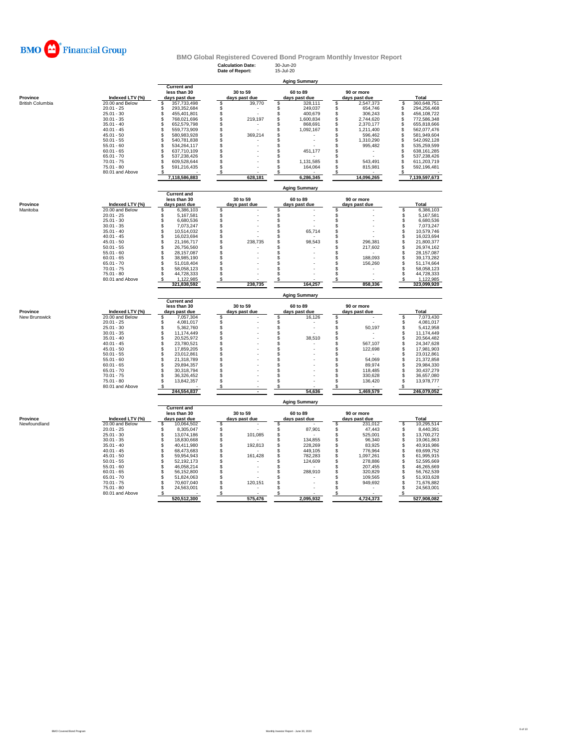BMO Financial Group

# BMO Global Registered Covered Bond Program Monthly Investor Report

**Calculation Date:** 30-Jun-20
**Date of Report:** 15-Jul-20

## Aging Summary

| Province | Indexed LTV (%) | Current and less than 30 days past due | 30 to 59 days past due | 60 to 89 days past due | 90 or more days past due | Total |
|---|---|---|---|---|---|---|
| British Columbia | 20.00 and Below | $ 357,733,498 | $ 39,770 | $ 328,111 | $ 2,547,373 | $ 360,648,751 |
| | 20.01 - 25 | $ 293,352,684 | $ - | $ 249,037 | $ 654,746 | $ 294,256,468 |
| | 25.01 - 30 | $ 455,401,801 | $ - | $ 400,679 | $ 306,243 | $ 456,108,722 |
| | 30.01 - 35 | $ 768,021,696 | $ 219,197 | $ 1,600,834 | $ 2,744,620 | $ 772,586,348 |
| | 35.01 - 40 | $ 652,579,798 | $ - | $ 868,691 | $ 2,370,177 | $ 655,818,666 |
| | 40.01 - 45 | $ 559,773,909 | $ - | $ 1,092,167 | $ 1,211,400 | $ 562,077,476 |
| | 45.01 - 50 | $ 580,983,928 | $ 369,214 | $ - | $ 596,462 | $ 581,949,604 |
| | 50.01 - 55 | $ 540,781,838 | $ - | $ - | $ 1,310,290 | $ 542,092,128 |
| | 55.01 - 60 | $ 534,264,117 | $ - | $ - | $ 995,482 | $ 535,259,599 |
| | 60.01 - 65 | $ 637,710,109 | $ - | $ 451,177 | $ - | $ 638,161,285 |
| | 65.01 - 70 | $ 537,238,426 | $ - | $ - | $ - | $ 537,238,426 |
| | 70.01 - 75 | $ 609,528,644 | $ - | $ 1,131,585 | $ 543,491 | $ 611,203,719 |
| | 75.01 - 80 | $ 591,216,435 | $ - | $ 164,064 | $ 815,981 | $ 592,196,481 |
| | 80.01 and Above | $ - | $ - | $ - | $ - | $ - |
| | | 7,118,586,883 | 628,181 | 6,286,345 | 14,096,265 | 7,139,597,673 |

## Aging Summary

| Province | Indexed LTV (%) | Current and less than 30 days past due | 30 to 59 days past due | 60 to 89 days past due | 90 or more days past due | Total |
|---|---|---|---|---|---|---|
| Manitoba | 20.00 and Below | $ 6,386,103 | $ - | $ - | $ - | $ 6,386,103 |
| | 20.01 - 25 | $ 5,167,581 | $ - | $ - | $ - | $ 5,167,581 |
| | 25.01 - 30 | $ 6,680,536 | $ - | $ - | $ - | $ 6,680,536 |
| | 30.01 - 35 | $ 7,073,247 | $ - | $ - | $ - | $ 7,073,247 |
| | 35.01 - 40 | $ 10,514,032 | $ - | $ 65,714 | $ - | $ 10,579,746 |
| | 40.01 - 45 | $ 16,023,694 | $ - | $ - | $ - | $ 16,023,694 |
| | 45.01 - 50 | $ 21,166,717 | $ 238,735 | $ 98,543 | $ 296,381 | $ 21,800,377 |
| | 50.01 - 55 | $ 26,756,560 | $ - | $ - | $ 217,602 | $ 26,974,162 |
| | 55.01 - 60 | $ 28,157,087 | $ - | $ - | $ - | $ 28,157,087 |
| | 60.01 - 65 | $ 38,985,190 | $ - | $ - | $ 188,093 | $ 39,173,282 |
| | 65.01 - 70 | $ 51,018,404 | $ - | $ - | $ 156,260 | $ 51,174,664 |
| | 70.01 - 75 | $ 58,058,123 | $ - | $ - | $ - | $ 58,058,123 |
| | 75.01 - 80 | $ 44,728,333 | $ - | $ - | $ - | $ 44,728,333 |
| | 80.01 and Above | $ 1,122,985 | $ - | $ - | $ - | $ 1,122,985 |
| | | 321,838,592 | 238,735 | 164,257 | 858,336 | 323,099,920 |

## Aging Summary

| Province | Indexed LTV (%) | Current and less than 30 days past due | 30 to 59 days past due | 60 to 89 days past due | 90 or more days past due | Total |
|---|---|---|---|---|---|---|
| New Brunswick | 20.00 and Below | $ 7,057,304 | $ - | $ 16,126 | $ - | $ 7,073,430 |
| | 20.01 - 25 | $ 4,081,017 | $ - | $ - | $ - | $ 4,081,017 |
| | 25.01 - 30 | $ 5,362,760 | $ - | $ - | $ 50,197 | $ 5,412,958 |
| | 30.01 - 35 | $ 11,174,449 | $ - | $ - | $ - | $ 11,174,449 |
| | 35.01 - 40 | $ 20,525,972 | $ - | $ 38,510 | $ - | $ 20,564,482 |
| | 40.01 - 45 | $ 23,780,521 | $ - | $ - | $ 567,107 | $ 24,347,628 |
| | 45.01 - 50 | $ 17,859,205 | $ - | $ - | $ 122,698 | $ 17,981,903 |
| | 50.01 - 55 | $ 23,012,861 | $ - | $ - | $ - | $ 23,012,861 |
| | 55.01 - 60 | $ 21,318,789 | $ - | $ - | $ 54,069 | $ 21,372,858 |
| | 60.01 - 65 | $ 29,894,357 | $ - | $ - | $ 89,974 | $ 29,984,330 |
| | 65.01 - 70 | $ 30,318,794 | $ - | $ - | $ 118,485 | $ 30,437,279 |
| | 70.01 - 75 | $ 36,326,452 | $ - | $ - | $ 330,628 | $ 36,657,080 |
| | 75.01 - 80 | $ 13,842,357 | $ - | $ - | $ 136,420 | $ 13,978,777 |
| | 80.01 and Above | $ - | $ - | $ - | $ - | $ - |
| | | 244,554,837 | - | 54,636 | 1,469,579 | 246,079,052 |

## Aging Summary

| Province | Indexed LTV (%) | Current and less than 30 days past due | 30 to 59 days past due | 60 to 89 days past due | 90 or more days past due | Total |
|---|---|---|---|---|---|---|
| Newfoundland | 20.00 and Below | $ 10,064,502 | $ - | $ - | $ 231,012 | $ 10,295,514 |
| | 20.01 - 25 | $ 8,305,047 | $ - | $ 87,901 | $ 47,443 | $ 8,440,391 |
| | 25.01 - 30 | $ 13,074,186 | $ 101,085 | $ - | $ 525,001 | $ 13,700,272 |
| | 30.01 - 35 | $ 18,830,668 | $ - | $ 134,855 | $ 96,340 | $ 19,061,863 |
| | 35.01 - 40 | $ 40,411,980 | $ 192,813 | $ 228,269 | $ 83,925 | $ 40,916,986 |
| | 40.01 - 45 | $ 68,473,683 | $ - | $ 449,105 | $ 776,964 | $ 69,699,752 |
| | 45.01 - 50 | $ 59,954,943 | $ 161,428 | $ 782,283 | $ 1,097,261 | $ 61,995,915 |
| | 50.01 - 55 | $ 52,192,173 | $ - | $ 124,609 | $ 278,886 | $ 52,595,669 |
| | 55.01 - 60 | $ 46,058,214 | $ - | $ - | $ 207,455 | $ 46,265,669 |
| | 60.01 - 65 | $ 56,152,800 | $ - | $ 288,910 | $ 320,829 | $ 56,762,539 |
| | 65.01 - 70 | $ 51,824,063 | $ - | $ - | $ 109,565 | $ 51,933,628 |
| | 70.01 - 75 | $ 70,607,040 | $ 120,151 | $ - | $ 949,692 | $ 71,676,882 |
| | 75.01 - 80 | $ 24,563,001 | $ - | $ - | $ - | $ 24,563,001 |
| | 80.01 and Above | $ - | $ - | $ - | $ - | $ - |
| | | 520,512,300 | 575,476 | 2,095,932 | 4,724,373 | 527,908,082 |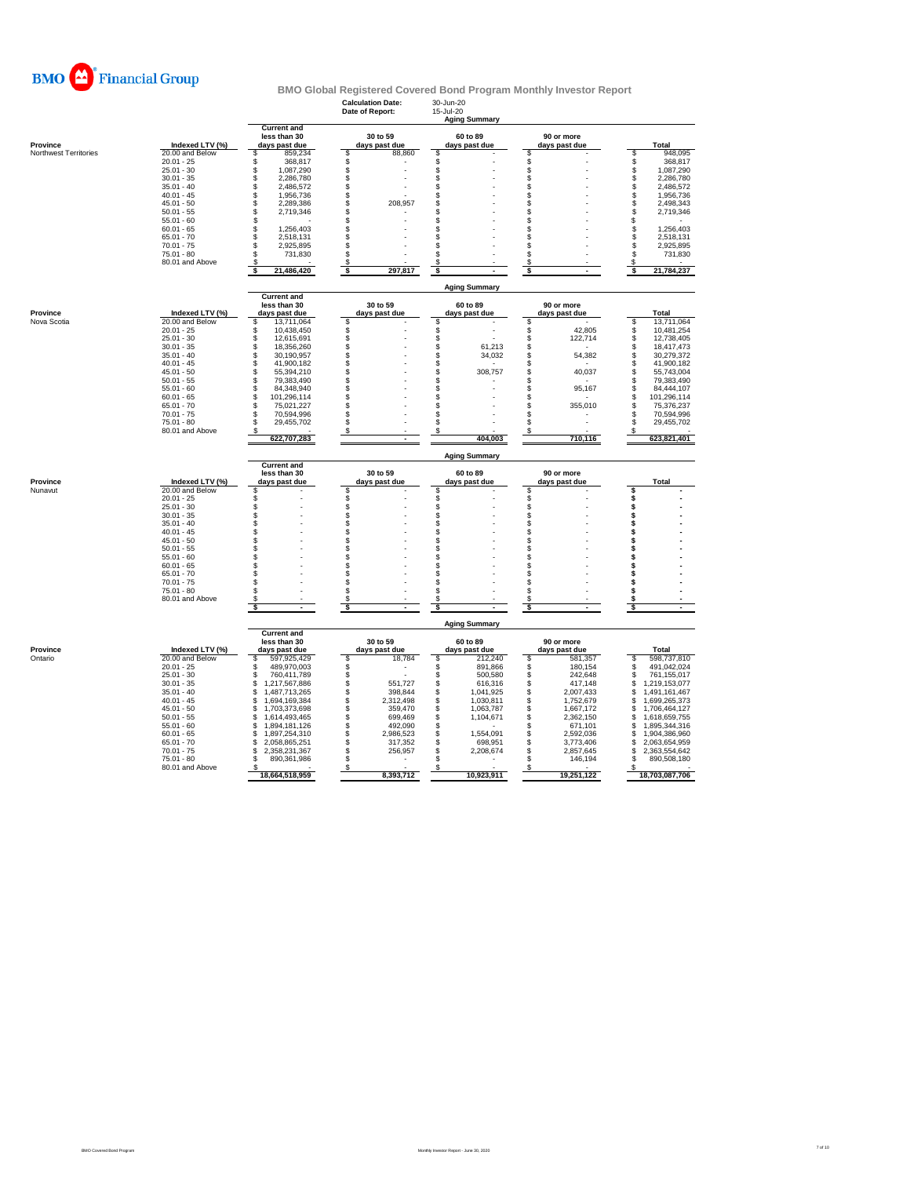# BMO Financial Group

## BMO Global Registered Covered Bond Program Monthly Investor Report

**Calculation Date:** 30-Jun-20
**Date of Report:** 15-Jul-20

### Aging Summary

| Province | Indexed LTV (%) | Current and less than 30 days past due | 30 to 59 days past due | 60 to 89 days past due | 90 or more days past due | Total |
|---|---|---|---|---|---|---|
| Northwest Territories | 20.00 and Below | $ 859,234 | $ 88,860 | $ - | $ - | $ 948,095 |
| | 20.01 - 25 | $ 368,817 | $ - | $ - | $ - | $ 368,817 |
| | 25.01 - 30 | $ 1,087,290 | $ - | $ - | $ - | $ 1,087,290 |
| | 30.01 - 35 | $ 2,286,780 | $ - | $ - | $ - | $ 2,286,780 |
| | 35.01 - 40 | $ 2,486,572 | $ - | $ - | $ - | $ 2,486,572 |
| | 40.01 - 45 | $ 1,956,736 | $ - | $ - | $ - | $ 1,956,736 |
| | 45.01 - 50 | $ 2,289,386 | $ 208,957 | $ - | $ - | $ 2,498,343 |
| | 50.01 - 55 | $ 2,719,346 | $ - | $ - | $ - | $ 2,719,346 |
| | 55.01 - 60 | $ - | $ - | $ - | $ - | $ - |
| | 60.01 - 65 | $ 1,256,403 | $ - | $ - | $ - | $ 1,256,403 |
| | 65.01 - 70 | $ 2,518,131 | $ - | $ - | $ - | $ 2,518,131 |
| | 70.01 - 75 | $ 2,925,895 | $ - | $ - | $ - | $ 2,925,895 |
| | 75.01 - 80 | $ 731,830 | $ - | $ - | $ - | $ 731,830 |
| | 80.01 and Above | $ - | $ - | $ - | $ - | $ - |
| | | **$ 21,486,420** | **$ 297,817** | **$ -** | **$ -** | **$ 21,784,237** |

### Aging Summary

| Province | Indexed LTV (%) | Current and less than 30 days past due | 30 to 59 days past due | 60 to 89 days past due | 90 or more days past due | Total |
|---|---|---|---|---|---|---|
| Nova Scotia | 20.00 and Below | $ 13,711,064 | $ - | $ - | $ - | $ 13,711,064 |
| | 20.01 - 25 | $ 10,438,450 | $ - | $ - | $ 42,805 | $ 10,481,254 |
| | 25.01 - 30 | $ 12,615,691 | $ - | $ - | $ 122,714 | $ 12,738,405 |
| | 30.01 - 35 | $ 18,356,260 | $ - | $ 61,213 | $ - | $ 18,417,473 |
| | 35.01 - 40 | $ 30,190,957 | $ - | $ 34,032 | $ 54,382 | $ 30,279,372 |
| | 40.01 - 45 | $ 41,900,182 | $ - | $ - | $ - | $ 41,900,182 |
| | 45.01 - 50 | $ 55,394,210 | $ - | $ 308,757 | $ 40,037 | $ 55,743,004 |
| | 50.01 - 55 | $ 79,383,490 | $ - | $ - | $ - | $ 79,383,490 |
| | 55.01 - 60 | $ 84,348,940 | $ - | $ - | $ 95,167 | $ 84,444,107 |
| | 60.01 - 65 | $ 101,296,114 | $ - | $ - | $ - | $ 101,296,114 |
| | 65.01 - 70 | $ 75,021,227 | $ - | $ - | $ 355,010 | $ 75,376,237 |
| | 70.01 - 75 | $ 70,594,996 | $ - | $ - | $ - | $ 70,594,996 |
| | 75.01 - 80 | $ 29,455,702 | $ - | $ - | $ - | $ 29,455,702 |
| | 80.01 and Above | $ - | $ - | $ - | $ - | $ - |
| | | **622,707,283** | **-** | **404,003** | **710,116** | **623,821,401** |

### Aging Summary

| Province | Indexed LTV (%) | Current and less than 30 days past due | 30 to 59 days past due | 60 to 89 days past due | 90 or more days past due | Total |
|---|---|---|---|---|---|---|
| Nunavut | 20.00 and Below | $ - | $ - | $ - | $ - | $ - |
| | 20.01 - 25 | $ - | $ - | $ - | $ - | $ - |
| | 25.01 - 30 | $ - | $ - | $ - | $ - | $ - |
| | 30.01 - 35 | $ - | $ - | $ - | $ - | $ - |
| | 35.01 - 40 | $ - | $ - | $ - | $ - | $ - |
| | 40.01 - 45 | $ - | $ - | $ - | $ - | $ - |
| | 45.01 - 50 | $ - | $ - | $ - | $ - | $ - |
| | 50.01 - 55 | $ - | $ - | $ - | $ - | $ - |
| | 55.01 - 60 | $ - | $ - | $ - | $ - | $ - |
| | 60.01 - 65 | $ - | $ - | $ - | $ - | $ - |
| | 65.01 - 70 | $ - | $ - | $ - | $ - | $ - |
| | 70.01 - 75 | $ - | $ - | $ - | $ - | $ - |
| | 75.01 - 80 | $ - | $ - | $ - | $ - | $ - |
| | 80.01 and Above | $ - | $ - | $ - | $ - | $ - |
| | | **$ -** | **$ -** | **$ -** | **$ -** | **$ -** |

### Aging Summary

| Province | Indexed LTV (%) | Current and less than 30 days past due | 30 to 59 days past due | 60 to 89 days past due | 90 or more days past due | Total |
|---|---|---|---|---|---|---|
| Ontario | 20.00 and Below | $ 597,925,429 | $ 18,784 | $ 212,240 | $ 581,357 | $ 598,737,810 |
| | 20.01 - 25 | $ 489,970,003 | $ - | $ 891,866 | $ 180,154 | $ 491,042,024 |
| | 25.01 - 30 | $ 760,411,789 | $ - | $ 500,580 | $ 242,648 | $ 761,155,017 |
| | 30.01 - 35 | $ 1,217,567,886 | $ 551,727 | $ 616,316 | $ 417,148 | $ 1,219,153,077 |
| | 35.01 - 40 | $ 1,487,713,265 | $ 398,844 | $ 1,041,925 | $ 2,007,433 | $ 1,491,161,467 |
| | 40.01 - 45 | $ 1,694,169,384 | $ 2,312,498 | $ 1,030,811 | $ 1,752,679 | $ 1,699,265,373 |
| | 45.01 - 50 | $ 1,703,373,698 | $ 359,470 | $ 1,063,787 | $ 1,667,172 | $ 1,706,464,127 |
| | 50.01 - 55 | $ 1,614,493,465 | $ 699,469 | $ 1,104,671 | $ 2,362,150 | $ 1,618,659,755 |
| | 55.01 - 60 | $ 1,894,181,126 | $ 492,090 | $ - | $ 671,101 | $ 1,895,344,316 |
| | 60.01 - 65 | $ 1,897,254,310 | $ 2,986,523 | $ 1,554,091 | $ 2,592,036 | $ 1,904,386,960 |
| | 65.01 - 70 | $ 2,058,865,251 | $ 317,352 | $ 698,951 | $ 3,773,406 | $ 2,063,654,959 |
| | 70.01 - 75 | $ 2,358,231,367 | $ 256,957 | $ 2,208,674 | $ 2,857,645 | $ 2,363,554,642 |
| | 75.01 - 80 | $ 890,361,986 | $ - | $ - | $ 146,194 | $ 890,508,180 |
| | 80.01 and Above | $ - | $ - | $ - | $ - | $ - |
| | | **18,664,518,959** | **8,393,712** | **10,923,911** | **19,251,122** | **18,703,087,706** |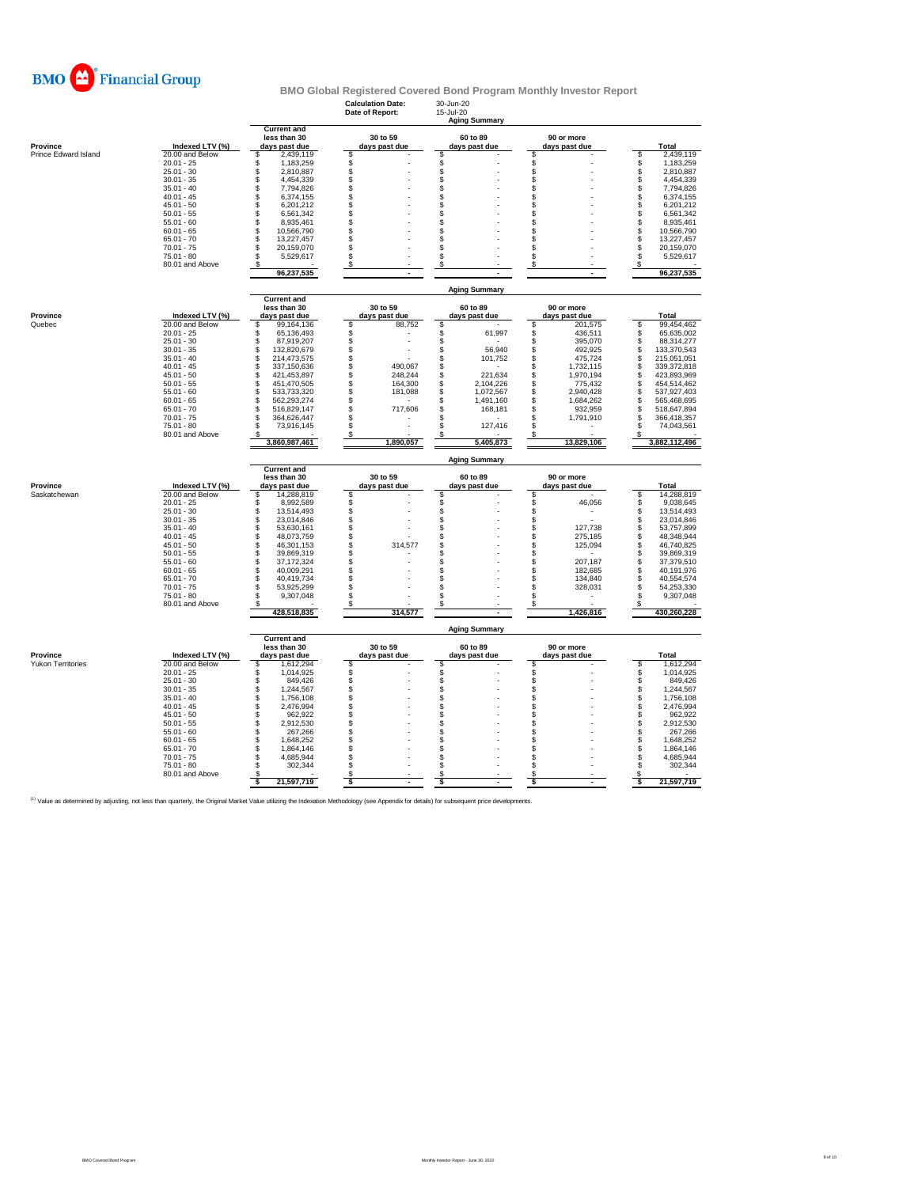BMO Financial Group

## BMO Global Registered Covered Bond Program Monthly Investor Report

**Calculation Date:** 30-Jun-20
**Date of Report:** 15-Jul-20

### Aging Summary

| Province | Indexed LTV (%) | Current and less than 30 days past due | 30 to 59 days past due | 60 to 89 days past due | 90 or more days past due | Total |
|---|---|---|---|---|---|---|
| Prince Edward Island | 20.00 and Below | $ 2,439,119 | $ - | $ - | $ - | $ 2,439,119 |
| | 20.01 - 25 | $ 1,183,259 | $ - | $ - | $ - | $ 1,183,259 |
| | 25.01 - 30 | $ 2,810,887 | $ - | $ - | $ - | $ 2,810,887 |
| | 30.01 - 35 | $ 4,454,339 | $ - | $ - | $ - | $ 4,454,339 |
| | 35.01 - 40 | $ 7,794,826 | $ - | $ - | $ - | $ 7,794,826 |
| | 40.01 - 45 | $ 6,374,155 | $ - | $ - | $ - | $ 6,374,155 |
| | 45.01 - 50 | $ 6,201,212 | $ - | $ - | $ - | $ 6,201,212 |
| | 50.01 - 55 | $ 6,561,342 | $ - | $ - | $ - | $ 6,561,342 |
| | 55.01 - 60 | $ 8,935,461 | $ - | $ - | $ - | $ 8,935,461 |
| | 60.01 - 65 | $ 10,566,790 | $ - | $ - | $ - | $ 10,566,790 |
| | 65.01 - 70 | $ 13,227,457 | $ - | $ - | $ - | $ 13,227,457 |
| | 70.01 - 75 | $ 20,159,070 | $ - | $ - | $ - | $ 20,159,070 |
| | 75.01 - 80 | $ 5,529,617 | $ - | $ - | $ - | $ 5,529,617 |
| | 80.01 and Above | $ - | $ - | $ - | $ - | $ - |
| | | 96,237,535 | - | - | - | 96,237,535 |

### Aging Summary

| Province | Indexed LTV (%) | Current and less than 30 days past due | 30 to 59 days past due | 60 to 89 days past due | 90 or more days past due | Total |
|---|---|---|---|---|---|---|
| Quebec | 20.00 and Below | $ 99,164,136 | $ 88,752 | $ - | $ 201,575 | $ 99,454,462 |
| | 20.01 - 25 | $ 65,136,493 | $ - | $ 61,997 | $ 436,511 | $ 65,635,002 |
| | 25.01 - 30 | $ 87,919,207 | $ - | $ - | $ 395,070 | $ 88,314,277 |
| | 30.01 - 35 | $ 132,820,679 | $ - | $ 56,940 | $ 492,925 | $ 133,370,543 |
| | 35.01 - 40 | $ 214,473,575 | $ - | $ 101,752 | $ 475,724 | $ 215,051,051 |
| | 40.01 - 45 | $ 337,150,636 | $ 490,067 | $ - | $ 1,732,115 | $ 339,372,818 |
| | 45.01 - 50 | $ 421,453,897 | $ 248,244 | $ 221,634 | $ 1,970,194 | $ 423,893,969 |
| | 50.01 - 55 | $ 451,470,505 | $ 164,300 | $ 2,104,226 | $ 775,432 | $ 454,514,462 |
| | 55.01 - 60 | $ 533,733,320 | $ 181,088 | $ 1,072,567 | $ 2,940,428 | $ 537,927,403 |
| | 60.01 - 65 | $ 562,293,274 | $ - | $ 1,491,160 | $ 1,684,262 | $ 565,468,695 |
| | 65.01 - 70 | $ 516,829,147 | $ 717,606 | $ 168,181 | $ 932,959 | $ 518,647,894 |
| | 70.01 - 75 | $ 364,626,447 | $ - | $ - | $ 1,791,910 | $ 366,418,357 |
| | 75.01 - 80 | $ 73,916,145 | $ - | $ 127,416 | $ - | $ 74,043,561 |
| | 80.01 and Above | $ - | $ - | $ - | $ - | $ - |
| | | 3,860,987,461 | 1,890,057 | 5,405,873 | 13,829,106 | 3,882,112,496 |

### Aging Summary

| Province | Indexed LTV (%) | Current and less than 30 days past due | 30 to 59 days past due | 60 to 89 days past due | 90 or more days past due | Total |
|---|---|---|---|---|---|---|
| Saskatchewan | 20.00 and Below | $ 14,288,819 | $ - | $ - | $ - | $ 14,288,819 |
| | 20.01 - 25 | $ 8,992,589 | $ - | $ - | $ 46,056 | $ 9,038,645 |
| | 25.01 - 30 | $ 13,514,493 | $ - | $ - | $ - | $ 13,514,493 |
| | 30.01 - 35 | $ 23,014,846 | $ - | $ - | $ - | $ 23,014,846 |
| | 35.01 - 40 | $ 53,630,161 | $ - | $ - | $ 127,738 | $ 53,757,899 |
| | 40.01 - 45 | $ 48,073,759 | $ - | $ - | $ 275,185 | $ 48,348,944 |
| | 45.01 - 50 | $ 46,301,153 | $ 314,577 | $ - | $ 125,094 | $ 46,740,825 |
| | 50.01 - 55 | $ 39,869,319 | $ - | $ - | $ - | $ 39,869,319 |
| | 55.01 - 60 | $ 37,172,324 | $ - | $ - | $ 207,187 | $ 37,379,510 |
| | 60.01 - 65 | $ 40,009,291 | $ - | $ - | $ 182,685 | $ 40,191,976 |
| | 65.01 - 70 | $ 40,419,734 | $ - | $ - | $ 134,840 | $ 40,554,574 |
| | 70.01 - 75 | $ 53,925,299 | $ - | $ - | $ 328,031 | $ 54,253,330 |
| | 75.01 - 80 | $ 9,307,048 | $ - | $ - | $ - | $ 9,307,048 |
| | 80.01 and Above | $ - | $ - | $ - | $ - | $ - |
| | | 428,518,835 | 314,577 | - | 1,426,816 | 430,260,228 |

### Aging Summary

| Province | Indexed LTV (%) | Current and less than 30 days past due | 30 to 59 days past due | 60 to 89 days past due | 90 or more days past due | Total |
|---|---|---|---|---|---|---|
| Yukon Territories | 20.00 and Below | $ 1,612,294 | $ - | $ - | $ - | $ 1,612,294 |
| | 20.01 - 25 | $ 1,014,925 | $ - | $ - | $ - | $ 1,014,925 |
| | 25.01 - 30 | $ 849,426 | $ - | $ - | $ - | $ 849,426 |
| | 30.01 - 35 | $ 1,244,567 | $ - | $ - | $ - | $ 1,244,567 |
| | 35.01 - 40 | $ 1,756,108 | $ - | $ - | $ - | $ 1,756,108 |
| | 40.01 - 45 | $ 2,476,994 | $ - | $ - | $ - | $ 2,476,994 |
| | 45.01 - 50 | $ 962,922 | $ - | $ - | $ - | $ 962,922 |
| | 50.01 - 55 | $ 2,912,530 | $ - | $ - | $ - | $ 2,912,530 |
| | 55.01 - 60 | $ 267,266 | $ - | $ - | $ - | $ 267,266 |
| | 60.01 - 65 | $ 1,648,252 | $ - | $ - | $ - | $ 1,648,252 |
| | 65.01 - 70 | $ 1,864,146 | $ - | $ - | $ - | $ 1,864,146 |
| | 70.01 - 75 | $ 4,685,944 | $ - | $ - | $ - | $ 4,685,944 |
| | 75.01 - 80 | $ 302,344 | $ - | $ - | $ - | $ 302,344 |
| | 80.01 and Above | $ - | $ - | $ - | $ - | $ - |
| | | $ 21,597,719 | $ - | $ - | $ - | $ 21,597,719 |

[1] Value as determined by adjusting, not less than quarterly, the Original Market Value utilizing the Indexation Methodology (see Appendix for details) for subsequent price developments.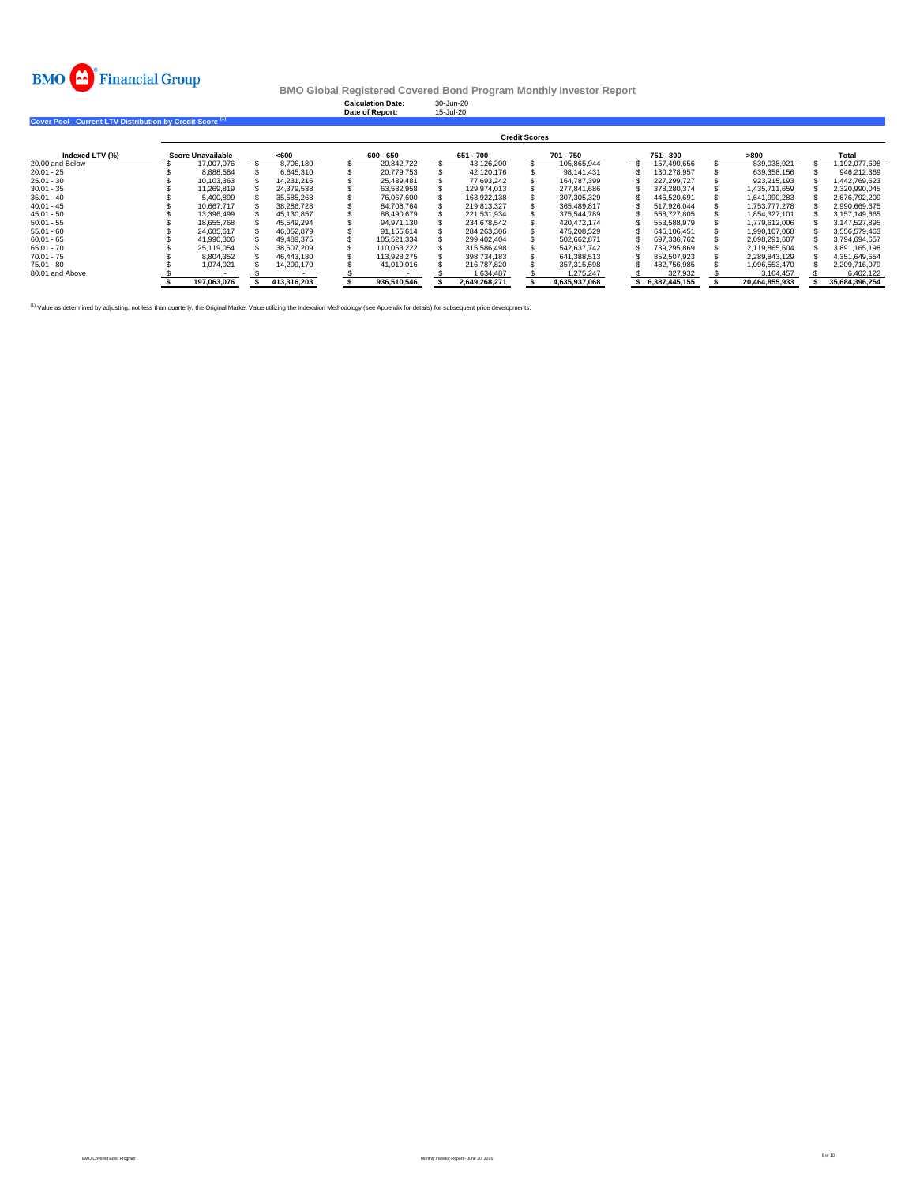BMO Financial Group

# BMO Global Registered Covered Bond Program Monthly Investor Report

**Calculation Date:** 30-Jun-20
**Date of Report:** 15-Jul-20

## Cover Pool - Current LTV Distribution by Credit Score [1]

| | Credit Scores | | | | | | | |
|---|---|---|---|---|---|---|---|---|
| **Indexed LTV (%)** | **Score Unavailable** | **<600** | **600 - 650** | **651 - 700** | **701 - 750** | **751 - 800** | **>800** | **Total** |
| 20.00 and Below | $ 17,007,076 | $ 8,706,180 | $ 20,842,722 | $ 43,126,200 | $ 105,865,944 | $ 157,490,656 | $ 839,038,921 | $ 1,192,077,698 |
| 20.01 - 25 | $ 8,888,584 | $ 6,645,310 | $ 20,779,753 | $ 42,120,176 | $ 98,141,431 | $ 130,278,957 | $ 639,358,156 | $ 946,212,369 |
| 25.01 - 30 | $ 10,103,363 | $ 14,231,216 | $ 25,439,481 | $ 77,693,242 | $ 164,787,399 | $ 227,299,727 | $ 923,215,193 | $ 1,442,769,623 |
| 30.01 - 35 | $ 11,269,819 | $ 24,379,538 | $ 63,532,958 | $ 129,974,013 | $ 277,841,686 | $ 378,280,374 | $ 1,435,711,659 | $ 2,320,990,045 |
| 35.01 - 40 | $ 5,400,899 | $ 35,585,268 | $ 76,067,600 | $ 163,922,138 | $ 307,305,329 | $ 446,520,691 | $ 1,641,990,283 | $ 2,676,792,209 |
| 40.01 - 45 | $ 10,667,717 | $ 38,286,728 | $ 84,708,764 | $ 219,813,327 | $ 365,489,817 | $ 517,926,044 | $ 1,753,777,278 | $ 2,990,669,675 |
| 45.01 - 50 | $ 13,396,499 | $ 45,130,857 | $ 88,490,679 | $ 221,531,934 | $ 375,544,789 | $ 558,727,805 | $ 1,854,327,101 | $ 3,157,149,665 |
| 50.01 - 55 | $ 18,655,768 | $ 45,549,294 | $ 94,971,130 | $ 234,678,542 | $ 420,472,174 | $ 553,588,979 | $ 1,779,612,006 | $ 3,147,527,895 |
| 55.01 - 60 | $ 24,685,617 | $ 46,052,879 | $ 91,155,614 | $ 284,263,306 | $ 475,208,529 | $ 645,106,451 | $ 1,990,107,068 | $ 3,556,579,463 |
| 60.01 - 65 | $ 41,990,306 | $ 49,489,375 | $ 105,521,334 | $ 299,402,404 | $ 502,662,871 | $ 697,336,762 | $ 2,098,291,607 | $ 3,794,694,657 |
| 65.01 - 70 | $ 25,119,054 | $ 38,607,209 | $ 110,053,222 | $ 315,586,498 | $ 542,637,742 | $ 739,295,869 | $ 2,119,865,604 | $ 3,891,165,198 |
| 70.01 - 75 | $ 8,804,352 | $ 46,443,180 | $ 113,928,275 | $ 398,734,183 | $ 641,388,513 | $ 852,507,923 | $ 2,289,843,129 | $ 4,351,649,554 |
| 75.01 - 80 | $ 1,074,021 | $ 14,209,170 | $ 41,019,016 | $ 216,787,820 | $ 357,315,598 | $ 482,756,985 | $ 1,096,553,470 | $ 2,209,716,079 |
| 80.01 and Above | $ - | $ - | $ - | $ 1,634,487 | $ 1,275,247 | $ 327,932 | $ 3,164,457 | $ 6,402,122 |
| | **$ 197,063,076** | **$ 413,316,203** | **$ 936,510,546** | **$ 2,649,268,271** | **$ 4,635,937,068** | **$ 6,387,445,155** | **$ 20,464,855,933** | **$ 35,684,396,254** |

[1] Value as determined by adjusting, not less than quarterly, the Original Market Value utilizing the Indexation Methodology (see Appendix for details) for subsequent price developments.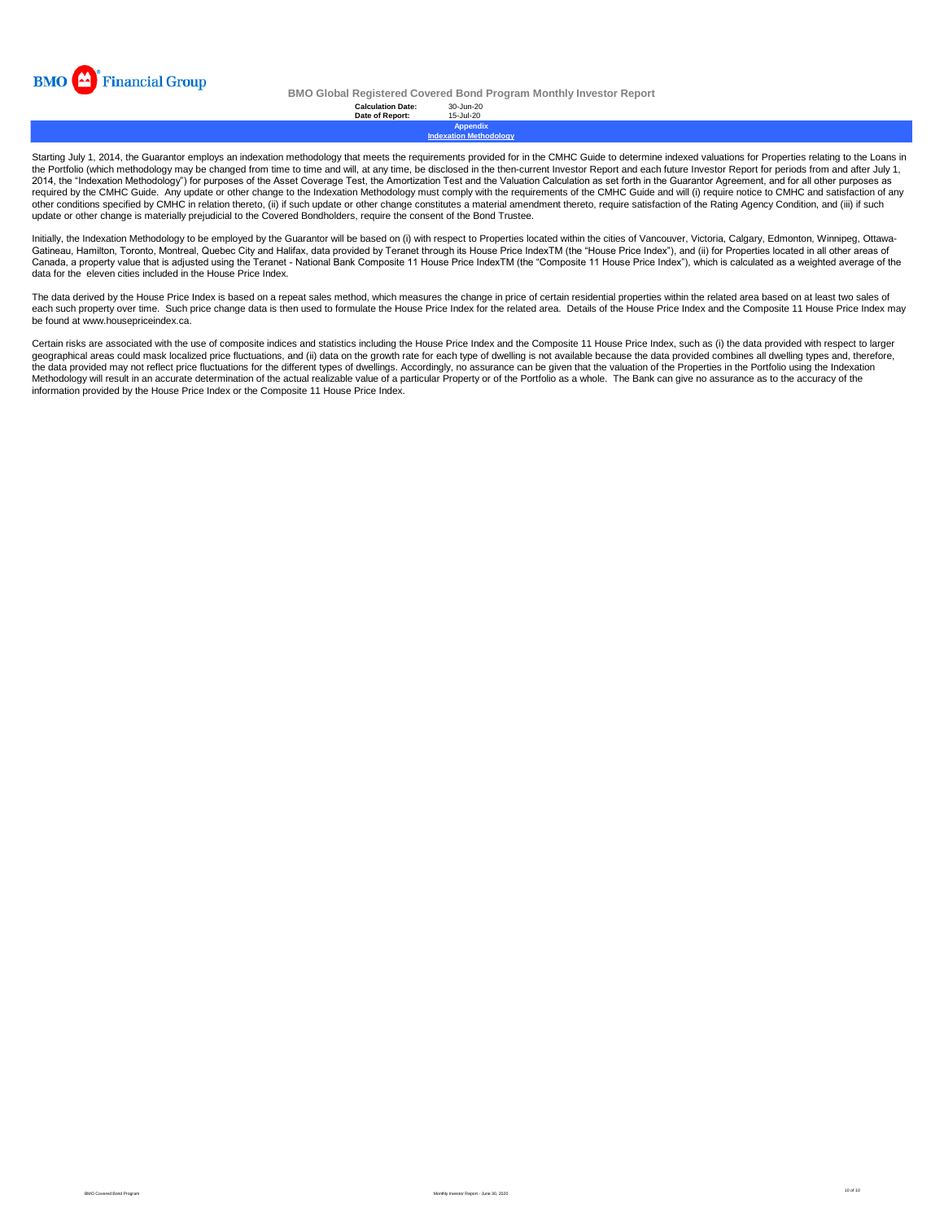BMO Financial Group

**BMO Global Registered Covered Bond Program Monthly Investor Report**

**Calculation Date:** 30-Jun-20
**Date of Report:** 15-Jul-20

## Appendix

### Indexation Methodology

Starting July 1, 2014, the Guarantor employs an indexation methodology that meets the requirements provided for in the CMHC Guide to determine indexed valuations for Properties relating to the Loans in the Portfolio (which methodology may be changed from time to time and will, at any time, be disclosed in the then-current Investor Report and each future Investor Report for periods from and after July 1, 2014, the "Indexation Methodology") for purposes of the Asset Coverage Test, the Amortization Test and the Valuation Calculation as set forth in the Guarantor Agreement, and for all other purposes as required by the CMHC Guide. Any update or other change to the Indexation Methodology must comply with the requirements of the CMHC Guide and will (i) require notice to CMHC and satisfaction of any other conditions specified by CMHC in relation thereto, (ii) if such update or other change constitutes a material amendment thereto, require satisfaction of the Rating Agency Condition, and (iii) if such update or other change is materially prejudicial to the Covered Bondholders, require the consent of the Bond Trustee.

Initially, the Indexation Methodology to be employed by the Guarantor will be based on (i) with respect to Properties located within the cities of Vancouver, Victoria, Calgary, Edmonton, Winnipeg, Ottawa-Gatineau, Hamilton, Toronto, Montreal, Quebec City and Halifax, data provided by Teranet through its House Price IndexTM (the "House Price Index"), and (ii) for Properties located in all other areas of Canada, a property value that is adjusted using the Teranet - National Bank Composite 11 House Price IndexTM (the "Composite 11 House Price Index"), which is calculated as a weighted average of the data for the eleven cities included in the House Price Index.

The data derived by the House Price Index is based on a repeat sales method, which measures the change in price of certain residential properties within the related area based on at least two sales of each such property over time. Such price change data is then used to formulate the House Price Index for the related area. Details of the House Price Index and the Composite 11 House Price Index may be found at www.housepriceindex.ca.

Certain risks are associated with the use of composite indices and statistics including the House Price Index and the Composite 11 House Price Index, such as (i) the data provided with respect to larger geographical areas could mask localized price fluctuations, and (ii) data on the growth rate for each type of dwelling is not available because the data provided combines all dwelling types and, therefore, the data provided may not reflect price fluctuations for the different types of dwellings. Accordingly, no assurance can be given that the valuation of the Properties in the Portfolio using the Indexation Methodology will result in an accurate determination of the actual realizable value of a particular Property or of the Portfolio as a whole. The Bank can give no assurance as to the accuracy of the information provided by the House Price Index or the Composite 11 House Price Index.